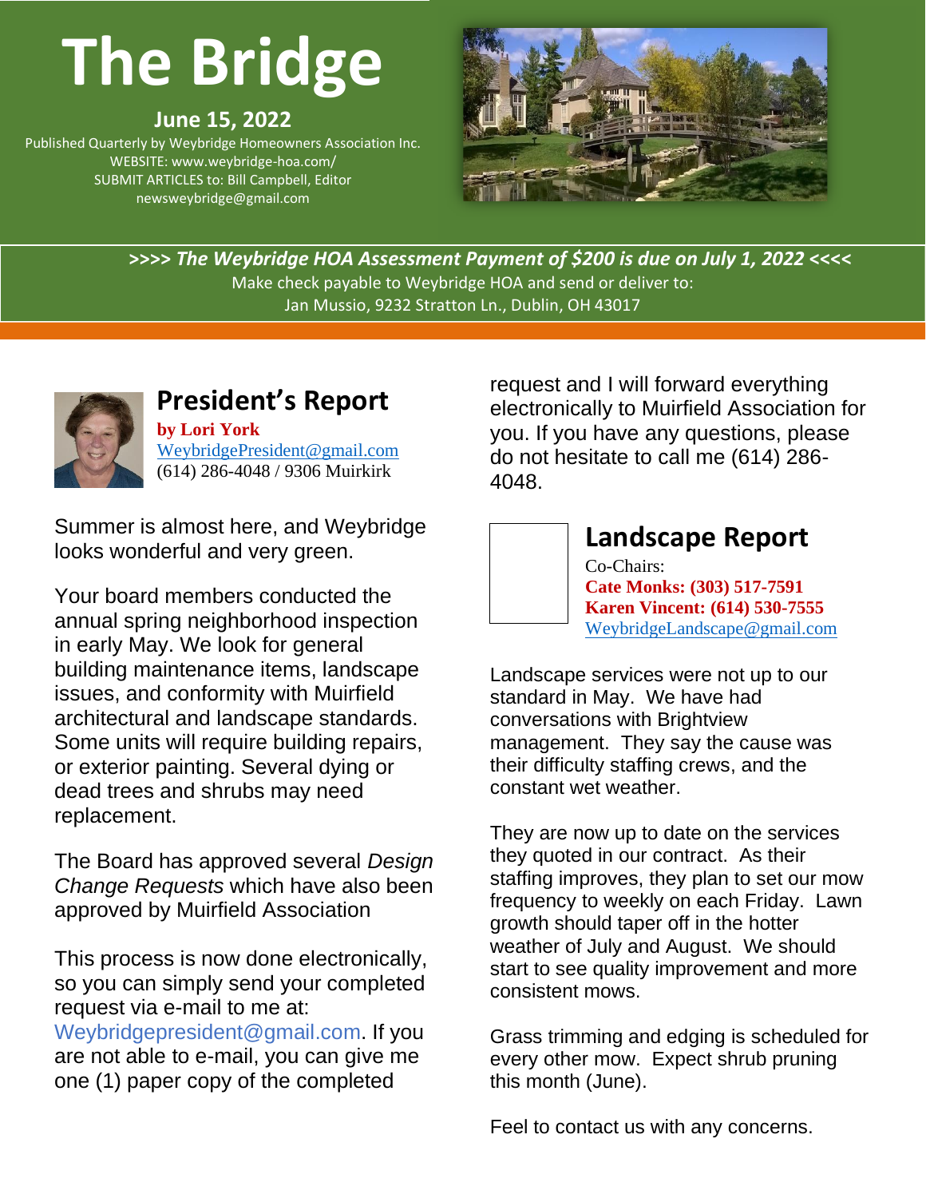# The Bridge

**June 15, 2022**

Published Quarterly by Weybridge Homeowners Association Inc.
WEBSITE: www.weybridge-hoa.com/
SUBMIT ARTICLES to: Bill Campbell, Editor
newsweybridge@gmail.com

***>>>> The Weybridge HOA Assessment Payment of $200 is due on July 1, 2022 <<<<***

Make check payable to Weybridge HOA and send or deliver to:
Jan Mussio, 9232 Stratton Ln., Dublin, OH 43017

## President's Report

**by Lori York**
WeybridgePresident@gmail.com
(614) 286-4048 / 9306 Muirkirk

Summer is almost here, and Weybridge looks wonderful and very green.

Your board members conducted the annual spring neighborhood inspection in early May. We look for general building maintenance items, landscape issues, and conformity with Muirfield architectural and landscape standards. Some units will require building repairs, or exterior painting. Several dying or dead trees and shrubs may need replacement.

The Board has approved several *Design Change Requests* which have also been approved by Muirfield Association

This process is now done electronically, so you can simply send your completed request via e-mail to me at: Weybridgepresident@gmail.com. If you are not able to e-mail, you can give me one (1) paper copy of the completed request and I will forward everything electronically to Muirfield Association for you. If you have any questions, please do not hesitate to call me (614) 286-4048.

## Landscape Report

Co-Chairs:
**Cate Monks: (303) 517-7591**
**Karen Vincent: (614) 530-7555**
WeybridgeLandscape@gmail.com

Landscape services were not up to our standard in May. We have had conversations with Brightview management. They say the cause was their difficulty staffing crews, and the constant wet weather.

They are now up to date on the services they quoted in our contract. As their staffing improves, they plan to set our mow frequency to weekly on each Friday. Lawn growth should taper off in the hotter weather of July and August. We should start to see quality improvement and more consistent mows.

Grass trimming and edging is scheduled for every other mow. Expect shrub pruning this month (June).

Feel to contact us with any concerns.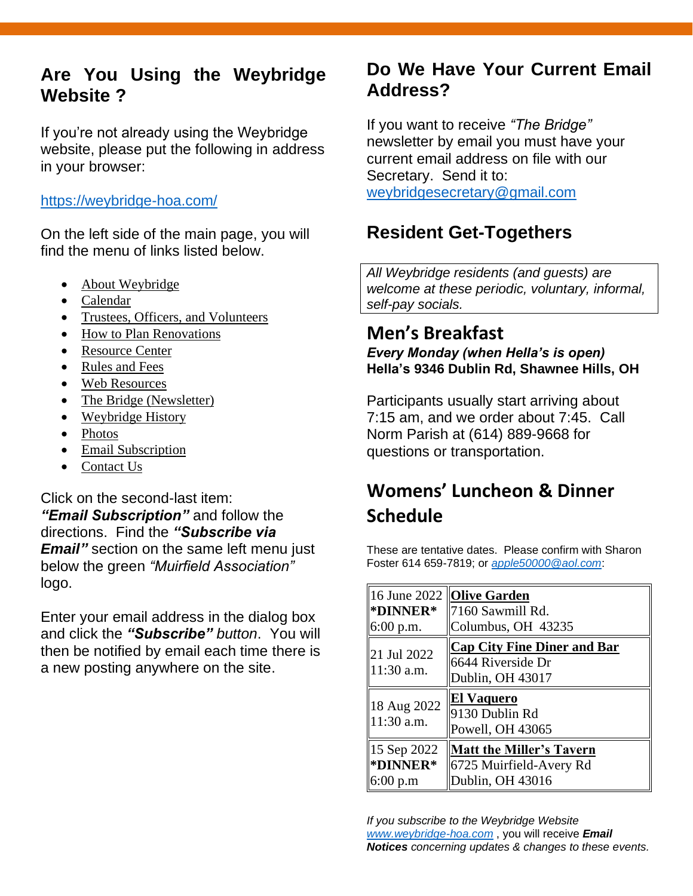## Are You Using the Weybridge Website ?

If you're not already using the Weybridge website, please put the following in address in your browser:

https://weybridge-hoa.com/

On the left side of the main page, you will find the menu of links listed below.

- About Weybridge
- Calendar
- Trustees, Officers, and Volunteers
- How to Plan Renovations
- Resource Center
- Rules and Fees
- Web Resources
- The Bridge (Newsletter)
- Weybridge History
- Photos
- Email Subscription
- Contact Us

Click on the second-last item: ***"Email Subscription"*** and follow the directions. Find the ***"Subscribe via Email"*** section on the same left menu just below the green *"Muirfield Association"* logo.

Enter your email address in the dialog box and click the ***"Subscribe"*** *button*. You will then be notified by email each time there is a new posting anywhere on the site.

## Do We Have Your Current Email Address?

If you want to receive *"The Bridge"* newsletter by email you must have your current email address on file with our Secretary. Send it to: weybridgesecretary@gmail.com

## Resident Get-Togethers

*All Weybridge residents (and guests) are welcome at these periodic, voluntary, informal, self-pay socials.*

## Men's Breakfast

***Every Monday (when Hella's is open)***
**Hella's 9346 Dublin Rd, Shawnee Hills, OH**

Participants usually start arriving about 7:15 am, and we order about 7:45. Call Norm Parish at (614) 889-9668 for questions or transportation.

## Womens' Luncheon & Dinner Schedule

These are tentative dates. Please confirm with Sharon Foster 614 659-7819; or *apple50000@aol.com*:

| | |
|---|---|
| 16 June 2022<br>**\*DINNER\***<br>6:00 p.m. | **Olive Garden**<br>7160 Sawmill Rd.<br>Columbus, OH 43235 |
| 21 Jul 2022<br>11:30 a.m. | **Cap City Fine Diner and Bar**<br>6644 Riverside Dr<br>Dublin, OH 43017 |
| 18 Aug 2022<br>11:30 a.m. | **El Vaquero**<br>9130 Dublin Rd<br>Powell, OH 43065 |
| 15 Sep 2022<br>**\*DINNER\***<br>6:00 p.m | **Matt the Miller's Tavern**<br>6725 Muirfield-Avery Rd<br>Dublin, OH 43016 |

*If you subscribe to the Weybridge Website www.weybridge-hoa.com* , you will receive ***Email Notices*** *concerning updates & changes to these events.*